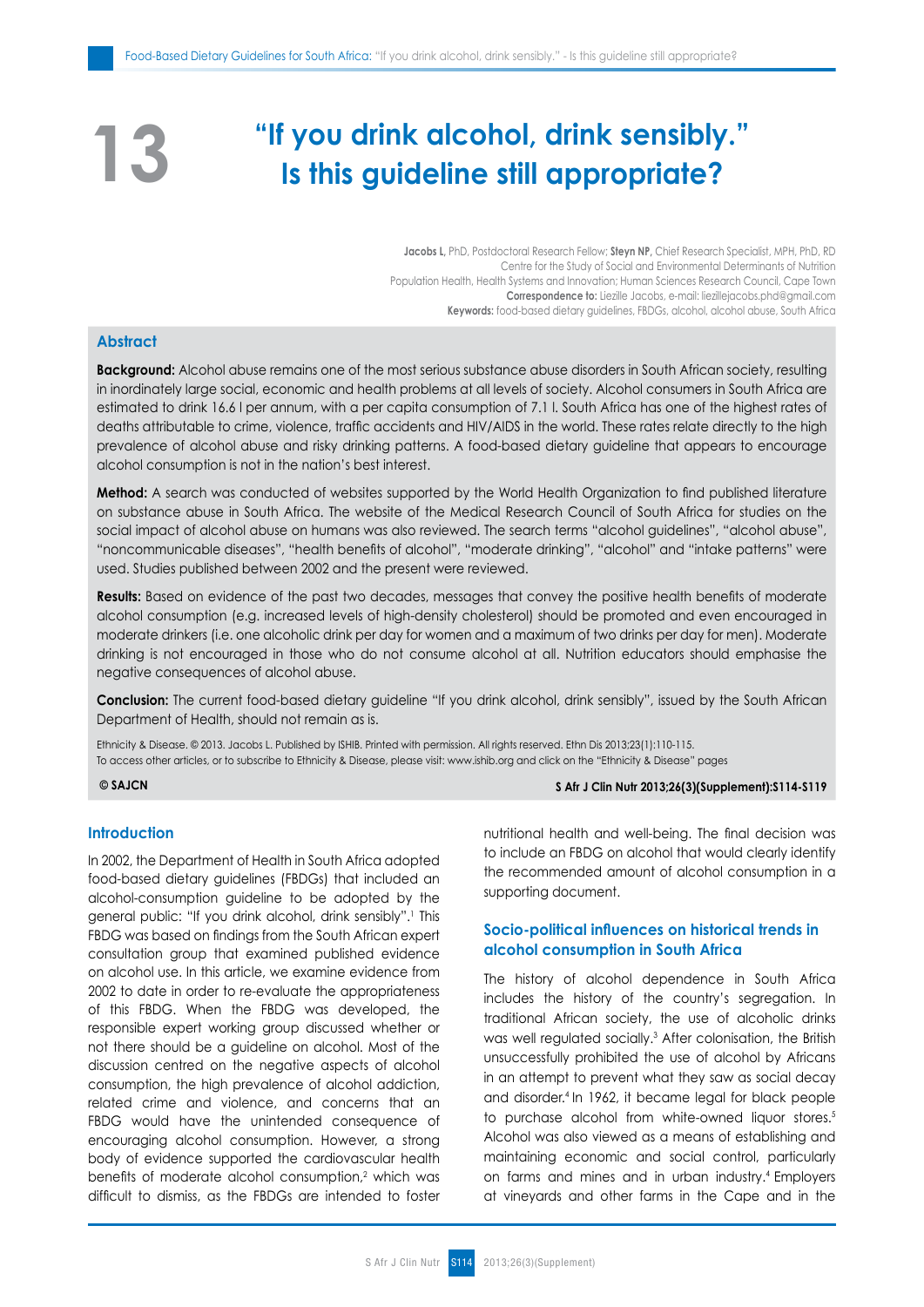# 13 "If you drink alcohol, drink sensibly." Is this guideline still appropriate?

**Jacobs L**, PhD, Postdoctoral Research Fellow; **Steyn NP**, Chief Research Specialist, MPH, PhD, RD
Centre for the Study of Social and Environmental Determinants of Nutrition
Population Health, Health Systems and Innovation; Human Sciences Research Council, Cape Town
**Correspondence to:** Liezille Jacobs, e-mail: liezillejacobs.phd@gmail.com
**Keywords:** food-based dietary guidelines, FBDGs, alcohol, alcohol abuse, South Africa

## Abstract

**Background:** Alcohol abuse remains one of the most serious substance abuse disorders in South African society, resulting in inordinately large social, economic and health problems at all levels of society. Alcohol consumers in South Africa are estimated to drink 16.6 l per annum, with a per capita consumption of 7.1 l. South Africa has one of the highest rates of deaths attributable to crime, violence, traffic accidents and HIV/AIDS in the world. These rates relate directly to the high prevalence of alcohol abuse and risky drinking patterns. A food-based dietary guideline that appears to encourage alcohol consumption is not in the nation's best interest.

**Method:** A search was conducted of websites supported by the World Health Organization to find published literature on substance abuse in South Africa. The website of the Medical Research Council of South Africa for studies on the social impact of alcohol abuse on humans was also reviewed. The search terms "alcohol guidelines", "alcohol abuse", "noncommunicable diseases", "health benefits of alcohol", "moderate drinking", "alcohol" and "intake patterns" were used. Studies published between 2002 and the present were reviewed.

**Results:** Based on evidence of the past two decades, messages that convey the positive health benefits of moderate alcohol consumption (e.g. increased levels of high-density cholesterol) should be promoted and even encouraged in moderate drinkers (i.e. one alcoholic drink per day for women and a maximum of two drinks per day for men). Moderate drinking is not encouraged in those who do not consume alcohol at all. Nutrition educators should emphasise the negative consequences of alcohol abuse.

**Conclusion:** The current food-based dietary guideline "If you drink alcohol, drink sensibly", issued by the South African Department of Health, should not remain as is.

Ethnicity & Disease. © 2013. Jacobs L. Published by ISHIB. Printed with permission. All rights reserved. Ethn Dis 2013;23(1):110-115.
To access other articles, or to subscribe to Ethnicity & Disease, please visit: www.ishib.org and click on the "Ethnicity & Disease" pages

© SAJCN

## Introduction

In 2002, the Department of Health in South Africa adopted food-based dietary guidelines (FBDGs) that included an alcohol-consumption guideline to be adopted by the general public: "If you drink alcohol, drink sensibly".[1] This FBDG was based on findings from the South African expert consultation group that examined published evidence on alcohol use. In this article, we examine evidence from 2002 to date in order to re-evaluate the appropriateness of this FBDG. When the FBDG was developed, the responsible expert working group discussed whether or not there should be a guideline on alcohol. Most of the discussion centred on the negative aspects of alcohol consumption, the high prevalence of alcohol addiction, related crime and violence, and concerns that an FBDG would have the unintended consequence of encouraging alcohol consumption. However, a strong body of evidence supported the cardiovascular health benefits of moderate alcohol consumption,[2] which was difficult to dismiss, as the FBDGs are intended to foster nutritional health and well-being. The final decision was to include an FBDG on alcohol that would clearly identify the recommended amount of alcohol consumption in a supporting document.

### Socio-political influences on historical trends in alcohol consumption in South Africa

The history of alcohol dependence in South Africa includes the history of the country's segregation. In traditional African society, the use of alcoholic drinks was well regulated socially.[3] After colonisation, the British unsuccessfully prohibited the use of alcohol by Africans in an attempt to prevent what they saw as social decay and disorder.[4] In 1962, it became legal for black people to purchase alcohol from white-owned liquor stores.[5] Alcohol was also viewed as a means of establishing and maintaining economic and social control, particularly on farms and mines and in urban industry.[4] Employers at vineyards and other farms in the Cape and in the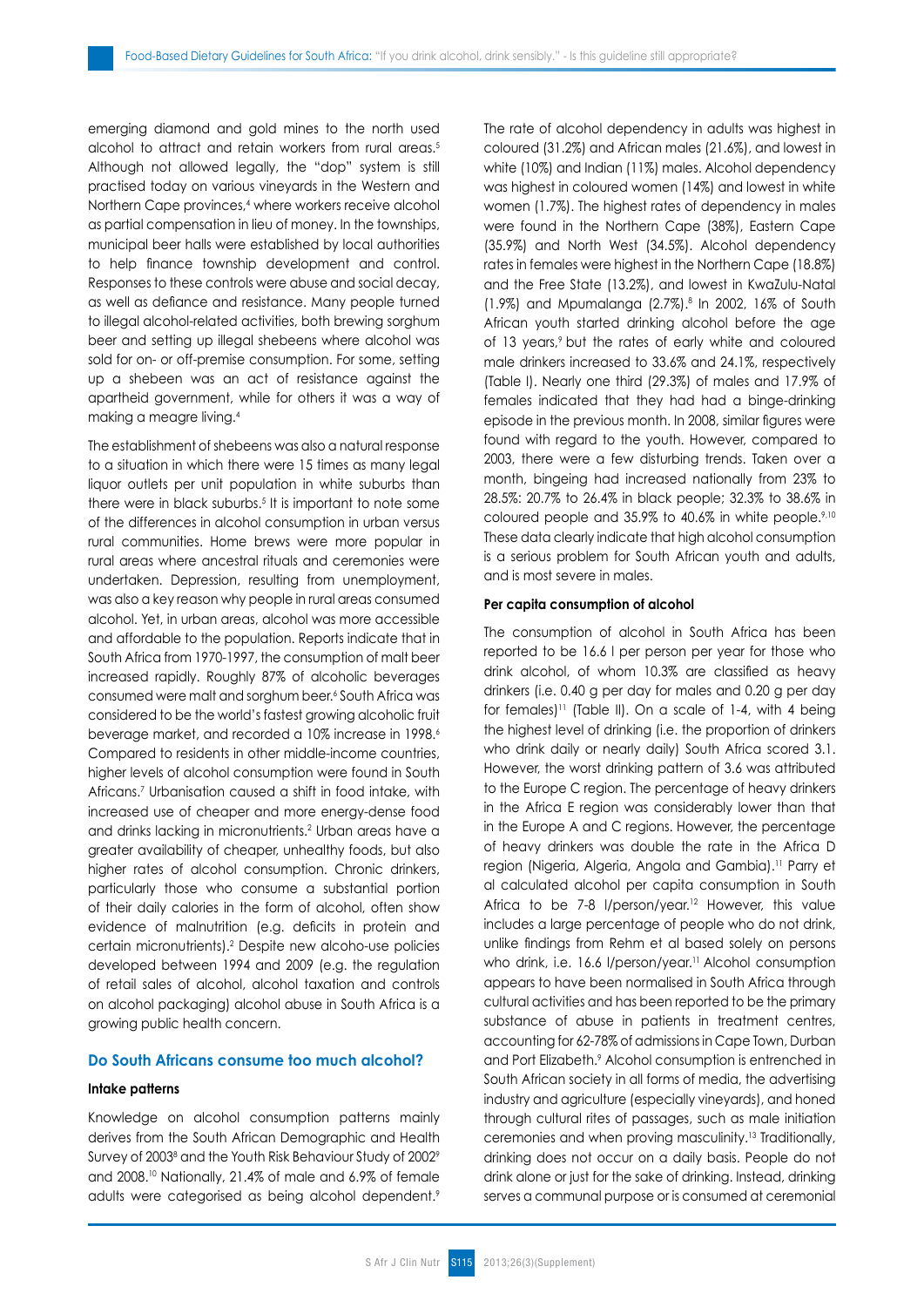emerging diamond and gold mines to the north used alcohol to attract and retain workers from rural areas.[5] Although not allowed legally, the "dop" system is still practised today on various vineyards in the Western and Northern Cape provinces,[4] where workers receive alcohol as partial compensation in lieu of money. In the townships, municipal beer halls were established by local authorities to help finance township development and control. Responses to these controls were abuse and social decay, as well as defiance and resistance. Many people turned to illegal alcohol-related activities, both brewing sorghum beer and setting up illegal shebeens where alcohol was sold for on- or off-premise consumption. For some, setting up a shebeen was an act of resistance against the apartheid government, while for others it was a way of making a meagre living.[4]

The establishment of shebeens was also a natural response to a situation in which there were 15 times as many legal liquor outlets per unit population in white suburbs than there were in black suburbs.[5] It is important to note some of the differences in alcohol consumption in urban versus rural communities. Home brews were more popular in rural areas where ancestral rituals and ceremonies were undertaken. Depression, resulting from unemployment, was also a key reason why people in rural areas consumed alcohol. Yet, in urban areas, alcohol was more accessible and affordable to the population. Reports indicate that in South Africa from 1970-1997, the consumption of malt beer increased rapidly. Roughly 87% of alcoholic beverages consumed were malt and sorghum beer.[6] South Africa was considered to be the world's fastest growing alcoholic fruit beverage market, and recorded a 10% increase in 1998.[6] Compared to residents in other middle-income countries, higher levels of alcohol consumption were found in South Africans.[7] Urbanisation caused a shift in food intake, with increased use of cheaper and more energy-dense food and drinks lacking in micronutrients.[2] Urban areas have a greater availability of cheaper, unhealthy foods, but also higher rates of alcohol consumption. Chronic drinkers, particularly those who consume a substantial portion of their daily calories in the form of alcohol, often show evidence of malnutrition (e.g. deficits in protein and certain micronutrients).[2] Despite new alcoho-use policies developed between 1994 and 2009 (e.g. the regulation of retail sales of alcohol, alcohol taxation and controls on alcohol packaging) alcohol abuse in South Africa is a growing public health concern.

## Do South Africans consume too much alcohol?

### Intake patterns

Knowledge on alcohol consumption patterns mainly derives from the South African Demographic and Health Survey of 2003[8] and the Youth Risk Behaviour Study of 2002[9] and 2008.[10] Nationally, 21.4% of male and 6.9% of female adults were categorised as being alcohol dependent.[9] The rate of alcohol dependency in adults was highest in coloured (31.2%) and African males (21.6%), and lowest in white (10%) and Indian (11%) males. Alcohol dependency was highest in coloured women (14%) and lowest in white women (1.7%). The highest rates of dependency in males were found in the Northern Cape (38%), Eastern Cape (35.9%) and North West (34.5%). Alcohol dependency rates in females were highest in the Northern Cape (18.8%) and the Free State (13.2%), and lowest in KwaZulu-Natal (1.9%) and Mpumalanga (2.7%).[8] In 2002, 16% of South African youth started drinking alcohol before the age of 13 years,[9] but the rates of early white and coloured male drinkers increased to 33.6% and 24.1%, respectively (Table I). Nearly one third (29.3%) of males and 17.9% of females indicated that they had had a binge-drinking episode in the previous month. In 2008, similar figures were found with regard to the youth. However, compared to 2003, there were a few disturbing trends. Taken over a month, bingeing had increased nationally from 23% to 28.5%: 20.7% to 26.4% in black people; 32.3% to 38.6% in coloured people and 35.9% to 40.6% in white people.[9,10] These data clearly indicate that high alcohol consumption is a serious problem for South African youth and adults, and is most severe in males.

### Per capita consumption of alcohol

The consumption of alcohol in South Africa has been reported to be 16.6 l per person per year for those who drink alcohol, of whom 10.3% are classified as heavy drinkers (i.e. 0.40 g per day for males and 0.20 g per day for females)[11] (Table II). On a scale of 1-4, with 4 being the highest level of drinking (i.e. the proportion of drinkers who drink daily or nearly daily) South Africa scored 3.1. However, the worst drinking pattern of 3.6 was attributed to the Europe C region. The percentage of heavy drinkers in the Africa E region was considerably lower than that in the Europe A and C regions. However, the percentage of heavy drinkers was double the rate in the Africa D region (Nigeria, Algeria, Angola and Gambia).[11] Parry et al calculated alcohol per capita consumption in South Africa to be 7-8 l/person/year.[12] However, this value includes a large percentage of people who do not drink, unlike findings from Rehm et al based solely on persons who drink, i.e. 16.6 l/person/year.[11] Alcohol consumption appears to have been normalised in South Africa through cultural activities and has been reported to be the primary substance of abuse in patients in treatment centres, accounting for 62-78% of admissions in Cape Town, Durban and Port Elizabeth.[9] Alcohol consumption is entrenched in South African society in all forms of media, the advertising industry and agriculture (especially vineyards), and honed through cultural rites of passages, such as male initiation ceremonies and when proving masculinity.[13] Traditionally, drinking does not occur on a daily basis. People do not drink alone or just for the sake of drinking. Instead, drinking serves a communal purpose or is consumed at ceremonial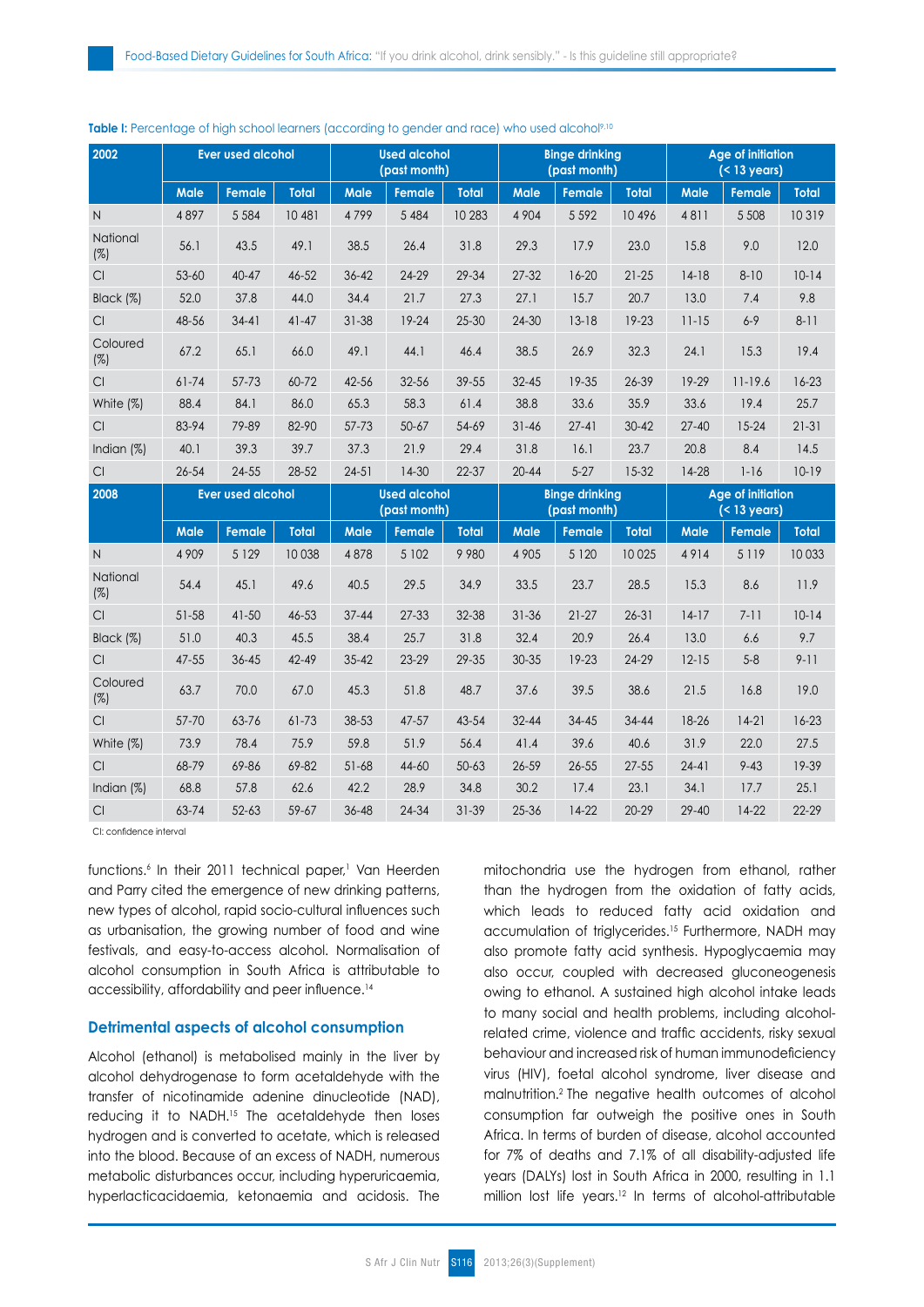**Table I:** Percentage of high school learners (according to gender and race) who used alcohol[9,10]

| 2002 | Ever used alcohol | | | Used alcohol (past month) | | | Binge drinking (past month) | | | Age of initiation (< 13 years) | | |
|---|---|---|---|---|---|---|---|---|---|---|---|---|
| | Male | Female | Total | Male | Female | Total | Male | Female | Total | Male | Female | Total |
| N | 4 897 | 5 584 | 10 481 | 4 799 | 5 484 | 10 283 | 4 904 | 5 592 | 10 496 | 4 811 | 5 508 | 10 319 |
| National (%) | 56.1 | 43.5 | 49.1 | 38.5 | 26.4 | 31.8 | 29.3 | 17.9 | 23.0 | 15.8 | 9.0 | 12.0 |
| CI | 53-60 | 40-47 | 46-52 | 36-42 | 24-29 | 29-34 | 27-32 | 16-20 | 21-25 | 14-18 | 8-10 | 10-14 |
| Black (%) | 52.0 | 37.8 | 44.0 | 34.4 | 21.7 | 27.3 | 27.1 | 15.7 | 20.7 | 13.0 | 7.4 | 9.8 |
| CI | 48-56 | 34-41 | 41-47 | 31-38 | 19-24 | 25-30 | 24-30 | 13-18 | 19-23 | 11-15 | 6-9 | 8-11 |
| Coloured (%) | 67.2 | 65.1 | 66.0 | 49.1 | 44.1 | 46.4 | 38.5 | 26.9 | 32.3 | 24.1 | 15.3 | 19.4 |
| CI | 61-74 | 57-73 | 60-72 | 42-56 | 32-56 | 39-55 | 32-45 | 19-35 | 26-39 | 19-29 | 11-19.6 | 16-23 |
| White (%) | 88.4 | 84.1 | 86.0 | 65.3 | 58.3 | 61.4 | 38.8 | 33.6 | 35.9 | 33.6 | 19.4 | 25.7 |
| CI | 83-94 | 79-89 | 82-90 | 57-73 | 50-67 | 54-69 | 31-46 | 27-41 | 30-42 | 27-40 | 15-24 | 21-31 |
| Indian (%) | 40.1 | 39.3 | 39.7 | 37.3 | 21.9 | 29.4 | 31.8 | 16.1 | 23.7 | 20.8 | 8.4 | 14.5 |
| CI | 26-54 | 24-55 | 28-52 | 24-51 | 14-30 | 22-37 | 20-44 | 5-27 | 15-32 | 14-28 | 1-16 | 10-19 |
| **2008** | **Ever used alcohol** | | | **Used alcohol (past month)** | | | **Binge drinking (past month)** | | | **Age of initiation (< 13 years)** | | |
| | Male | Female | Total | Male | Female | Total | Male | Female | Total | Male | Female | Total |
| N | 4 909 | 5 129 | 10 038 | 4 878 | 5 102 | 9 980 | 4 905 | 5 120 | 10 025 | 4 914 | 5 119 | 10 033 |
| National (%) | 54.4 | 45.1 | 49.6 | 40.5 | 29.5 | 34.9 | 33.5 | 23.7 | 28.5 | 15.3 | 8.6 | 11.9 |
| CI | 51-58 | 41-50 | 46-53 | 37-44 | 27-33 | 32-38 | 31-36 | 21-27 | 26-31 | 14-17 | 7-11 | 10-14 |
| Black (%) | 51.0 | 40.3 | 45.5 | 38.4 | 25.7 | 31.8 | 32.4 | 20.9 | 26.4 | 13.0 | 6.6 | 9.7 |
| CI | 47-55 | 36-45 | 42-49 | 35-42 | 23-29 | 29-35 | 30-35 | 19-23 | 24-29 | 12-15 | 5-8 | 9-11 |
| Coloured (%) | 63.7 | 70.0 | 67.0 | 45.3 | 51.8 | 48.7 | 37.6 | 39.5 | 38.6 | 21.5 | 16.8 | 19.0 |
| CI | 57-70 | 63-76 | 61-73 | 38-53 | 47-57 | 43-54 | 32-44 | 34-45 | 34-44 | 18-26 | 14-21 | 16-23 |
| White (%) | 73.9 | 78.4 | 75.9 | 59.8 | 51.9 | 56.4 | 41.4 | 39.6 | 40.6 | 31.9 | 22.0 | 27.5 |
| CI | 68-79 | 69-86 | 69-82 | 51-68 | 44-60 | 50-63 | 26-59 | 26-55 | 27-55 | 24-41 | 9-43 | 19-39 |
| Indian (%) | 68.8 | 57.8 | 62.6 | 42.2 | 28.9 | 34.8 | 30.2 | 17.4 | 23.1 | 34.1 | 17.7 | 25.1 |
| CI | 63-74 | 52-63 | 59-67 | 36-48 | 24-34 | 31-39 | 25-36 | 14-22 | 20-29 | 29-40 | 14-22 | 22-29 |

CI: confidence interval

functions.[6] In their 2011 technical paper,[1] Van Heerden and Parry cited the emergence of new drinking patterns, new types of alcohol, rapid socio-cultural influences such as urbanisation, the growing number of food and wine festivals, and easy-to-access alcohol. Normalisation of alcohol consumption in South Africa is attributable to accessibility, affordability and peer influence.[14]

## Detrimental aspects of alcohol consumption

Alcohol (ethanol) is metabolised mainly in the liver by alcohol dehydrogenase to form acetaldehyde with the transfer of nicotinamide adenine dinucleotide (NAD), reducing it to NADH.[15] The acetaldehyde then loses hydrogen and is converted to acetate, which is released into the blood. Because of an excess of NADH, numerous metabolic disturbances occur, including hyperuricaemia, hyperlacticacidaemia, ketonaemia and acidosis. The mitochondria use the hydrogen from ethanol, rather than the hydrogen from the oxidation of fatty acids, which leads to reduced fatty acid oxidation and accumulation of triglycerides.[15] Furthermore, NADH may also promote fatty acid synthesis. Hypoglycaemia may also occur, coupled with decreased gluconeogenesis owing to ethanol. A sustained high alcohol intake leads to many social and health problems, including alcohol-related crime, violence and traffic accidents, risky sexual behaviour and increased risk of human immunodeficiency virus (HIV), foetal alcohol syndrome, liver disease and malnutrition.[2] The negative health outcomes of alcohol consumption far outweigh the positive ones in South Africa. In terms of burden of disease, alcohol accounted for 7% of deaths and 7.1% of all disability-adjusted life years (DALYs) lost in South Africa in 2000, resulting in 1.1 million lost life years.[12] In terms of alcohol-attributable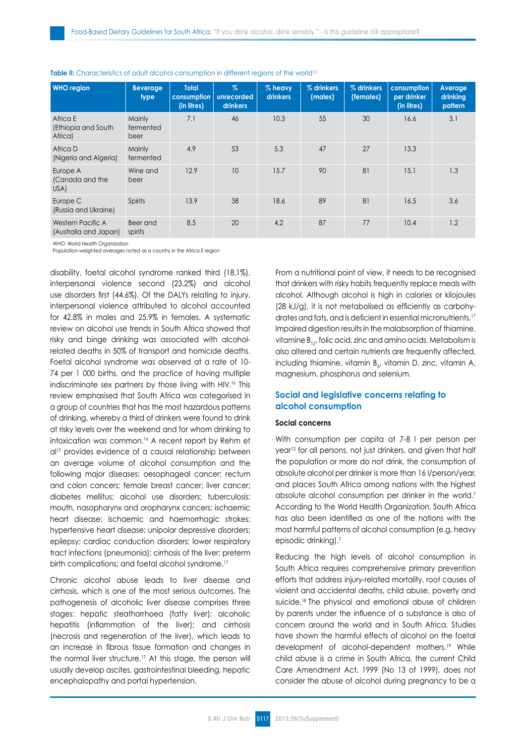**Table II:** Characteristics of adult alcohol consumption in different regions of the world[13]

| WHO region | Beverage type | Total consumption (in litres) | % unrecorded drinkers | % heavy drinkers | % drinkers (males) | % drinkers (females) | consumption per drinker (in litres) | Average drinking pattern |
|---|---|---|---|---|---|---|---|---|
| Africa E (Ethiopia and South Africa) | Mainly fermented beer | 7.1 | 46 | 10.3 | 55 | 30 | 16.6 | 3.1 |
| Africa D (Nigeria and Algeria) | Mainly fermented | 4.9 | 53 | 5.3 | 47 | 27 | 13.3 | |
| Europe A (Canada and the USA) | Wine and beer | 12.9 | 10 | 15.7 | 90 | 81 | 15.1 | 1.3 |
| Europe C (Russia and Ukraine) | Spirits | 13.9 | 38 | 18.6 | 89 | 81 | 16.5 | 3.6 |
| Western Pacific A (Australia and Japan) | Beer and spirits | 8.5 | 20 | 4.2 | 87 | 77 | 10.4 | 1.2 |

WHO: World Health Organization
Population-weighted averages noted as a country in the Africa E region

disability, foetal alcohol syndrome ranked third (18.1%), interpersonal violence second (23.2%) and alcohol use disorders first (44.6%). Of the DALYs relating to injury, interpersonal violence attributed to alcohol accounted for 42.8% in males and 25.9% in females. A systematic review on alcohol use trends in South Africa showed that risky and binge drinking was associated with alcohol-related deaths in 50% of transport and homicide deaths. Foetal alcohol syndrome was observed at a rate of 10-74 per 1 000 births, and the practice of having multiple indiscriminate sex partners by those living with HIV.[16] This review emphasised that South Africa was categorised in a group of countries that has the most hazardous patterns of drinking, whereby a third of drinkers were found to drink at risky levels over the weekend and for whom drinking to intoxication was common.[16] A recent report by Rehm et al[17] provides evidence of a causal relationship between an average volume of alcohol consumption and the following major diseases: oesophageal cancer; rectum and colon cancers; female breast cancer; liver cancer; diabetes mellitus; alcohol use disorders; tuberculosis; mouth, nasopharynx and oropharynx cancers; ischaemic heart disease; ischaemic and haemorrhagic strokes; hypertensive heart disease; unipolar depressive disorders; epilepsy; cardiac conduction disorders; lower respiratory tract infections (pneumonia); cirrhosis of the liver; preterm birth complications; and foetal alcohol syndrome.[17]

Chronic alcohol abuse leads to liver disease and cirrhosis, which is one of the most serious outcomes. The pathogenesis of alcoholic liver disease comprises three stages: hepatic steathorrhoea (fatty liver); alcoholic hepatitis (inflammation of the liver); and cirrhosis (necrosis and regeneration of the liver), which leads to an increase in fibrous tissue formation and changes in the normal liver structure.[17] At this stage, the person will usually develop ascites, gastrointestinal bleeding, hepatic encephalopathy and portal hypertension.

From a nutritional point of view, it needs to be recognised that drinkers with risky habits frequently replace meals with alcohol. Although alcohol is high in calories or kilojoules (28 kJ/g), it is not metabolised as efficiently as carbohydrates and fats, and is deficient in essential micronutrients.[17] Impaired digestion results in the malabsorption of thiamine, vitamine $B_{12}$, folic acid, zinc and amino acids. Metabolism is also altered and certain nutrients are frequently affected, including thiamine, vitamin $B_6$, vitamin D, zinc, vitamin A, magnesium, phosphorus and selenium.

## Social and legislative concerns relating to alcohol consumption

### Social concerns

With consumption per capita at 7-8 l per person per year[12] for all persons, not just drinkers, and given that half the population or more do not drink, the consumption of absolute alcohol per drinker is more than 16 l/person/year, and places South Africa among nations with the highest absolute alcohol consumption per drinker in the world.[7] According to the World Health Organization, South Africa has also been identified as one of the nations with the most harmful patterns of alcohol consumption (e.g. heavy episodic drinking).[7]

Reducing the high levels of alcohol consumption in South Africa requires comprehensive primary prevention efforts that address injury-related mortality, root causes of violent and accidental deaths, child abuse, poverty and suicide.[18] The physical and emotional abuse of children by parents under the influence of a substance is also of concern around the world and in South Africa. Studies have shown the harmful effects of alcohol on the foetal development of alcohol-dependent mothers.[19] While child abuse is a crime in South Africa, the current Child Care Amendment Act, 1999 (No 13 of 1999), does not consider the abuse of alcohol during pregnancy to be a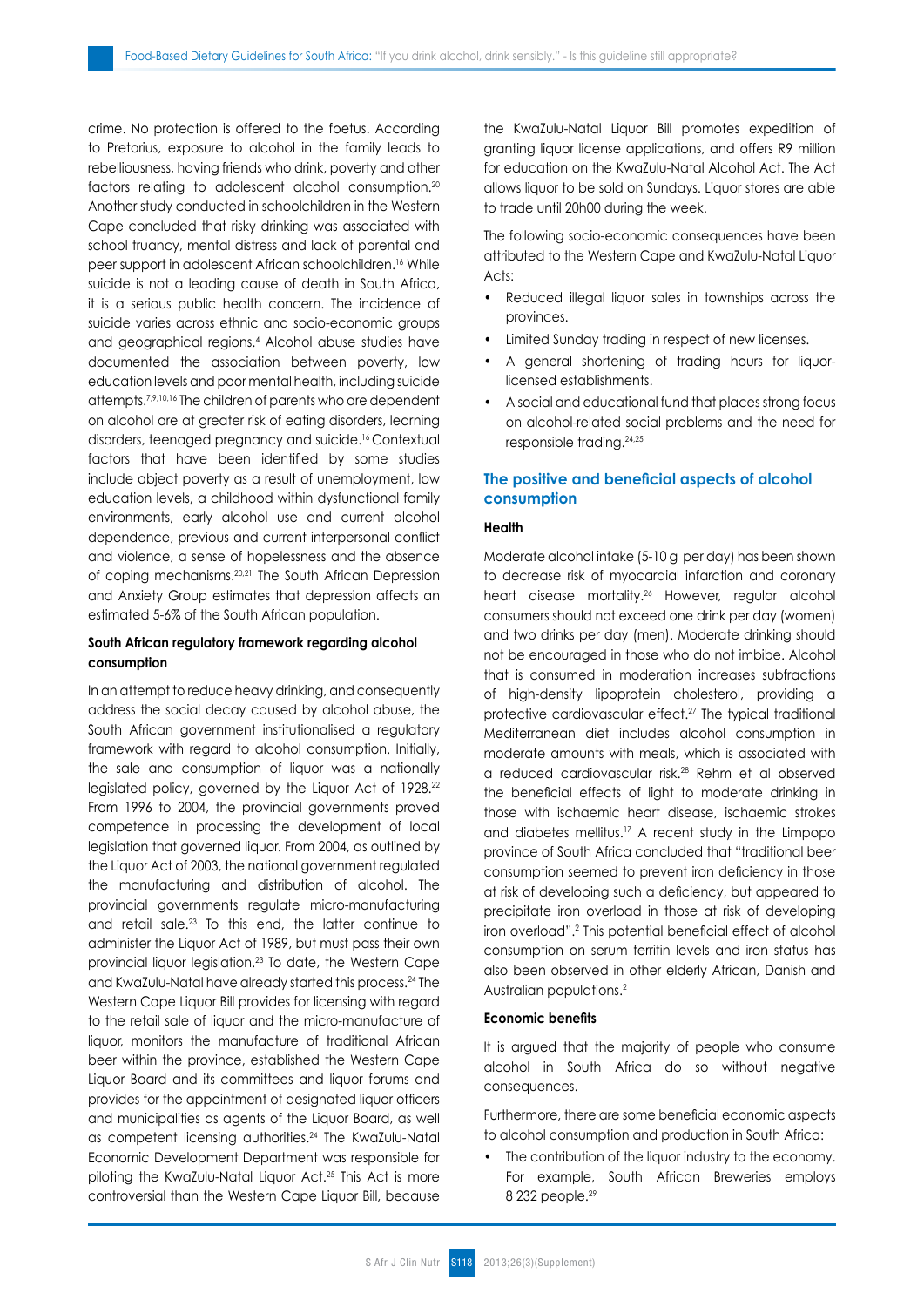crime. No protection is offered to the foetus. According to Pretorius, exposure to alcohol in the family leads to rebelliousness, having friends who drink, poverty and other factors relating to adolescent alcohol consumption.[20] Another study conducted in schoolchildren in the Western Cape concluded that risky drinking was associated with school truancy, mental distress and lack of parental and peer support in adolescent African schoolchildren.[16] While suicide is not a leading cause of death in South Africa, it is a serious public health concern. The incidence of suicide varies across ethnic and socio-economic groups and geographical regions.[4] Alcohol abuse studies have documented the association between poverty, low education levels and poor mental health, including suicide attempts.[7,9,10,16] The children of parents who are dependent on alcohol are at greater risk of eating disorders, learning disorders, teenaged pregnancy and suicide.[16] Contextual factors that have been identified by some studies include abject poverty as a result of unemployment, low education levels, a childhood within dysfunctional family environments, early alcohol use and current alcohol dependence, previous and current interpersonal conflict and violence, a sense of hopelessness and the absence of coping mechanisms.[20,21] The South African Depression and Anxiety Group estimates that depression affects an estimated 5-6% of the South African population.

#### South African regulatory framework regarding alcohol consumption

In an attempt to reduce heavy drinking, and consequently address the social decay caused by alcohol abuse, the South African government institutionalised a regulatory framework with regard to alcohol consumption. Initially, the sale and consumption of liquor was a nationally legislated policy, governed by the Liquor Act of 1928.[22] From 1996 to 2004, the provincial governments proved competence in processing the development of local legislation that governed liquor. From 2004, as outlined by the Liquor Act of 2003, the national government regulated the manufacturing and distribution of alcohol. The provincial governments regulate micro-manufacturing and retail sale.[23] To this end, the latter continue to administer the Liquor Act of 1989, but must pass their own provincial liquor legislation.[23] To date, the Western Cape and KwaZulu-Natal have already started this process.[24] The Western Cape Liquor Bill provides for licensing with regard to the retail sale of liquor and the micro-manufacture of liquor, monitors the manufacture of traditional African beer within the province, established the Western Cape Liquor Board and its committees and liquor forums and provides for the appointment of designated liquor officers and municipalities as agents of the Liquor Board, as well as competent licensing authorities.[24] The KwaZulu-Natal Economic Development Department was responsible for piloting the KwaZulu-Natal Liquor Act.[25] This Act is more controversial than the Western Cape Liquor Bill, because the KwaZulu-Natal Liquor Bill promotes expedition of granting liquor license applications, and offers R9 million for education on the KwaZulu-Natal Alcohol Act. The Act allows liquor to be sold on Sundays. Liquor stores are able to trade until 20h00 during the week.

The following socio-economic consequences have been attributed to the Western Cape and KwaZulu-Natal Liquor Acts:

- Reduced illegal liquor sales in townships across the provinces.
- Limited Sunday trading in respect of new licenses.
- A general shortening of trading hours for liquor-licensed establishments.
- A social and educational fund that places strong focus on alcohol-related social problems and the need for responsible trading.[24,25]

### The positive and beneficial aspects of alcohol consumption

#### Health

Moderate alcohol intake (5-10 g per day) has been shown to decrease risk of myocardial infarction and coronary heart disease mortality.[26] However, regular alcohol consumers should not exceed one drink per day (women) and two drinks per day (men). Moderate drinking should not be encouraged in those who do not imbibe. Alcohol that is consumed in moderation increases subfractions of high-density lipoprotein cholesterol, providing a protective cardiovascular effect.[27] The typical traditional Mediterranean diet includes alcohol consumption in moderate amounts with meals, which is associated with a reduced cardiovascular risk.[28] Rehm et al observed the beneficial effects of light to moderate drinking in those with ischaemic heart disease, ischaemic strokes and diabetes mellitus.[17] A recent study in the Limpopo province of South Africa concluded that "traditional beer consumption seemed to prevent iron deficiency in those at risk of developing such a deficiency, but appeared to precipitate iron overload in those at risk of developing iron overload".[2] This potential beneficial effect of alcohol consumption on serum ferritin levels and iron status has also been observed in other elderly African, Danish and Australian populations.[2]

#### Economic benefits

It is argued that the majority of people who consume alcohol in South Africa do so without negative consequences.

Furthermore, there are some beneficial economic aspects to alcohol consumption and production in South Africa:

- The contribution of the liquor industry to the economy. For example, South African Breweries employs 8 232 people.[29]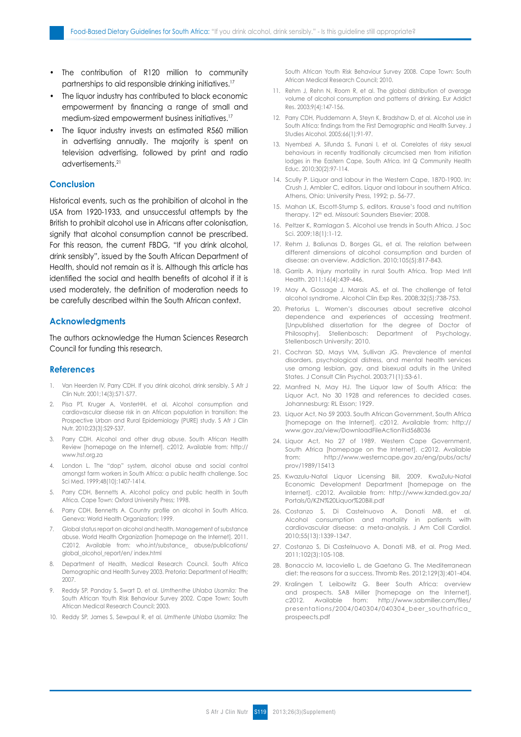- The contribution of R120 million to community partnerships to aid responsible drinking initiatives.[17]
- The liquor industry has contributed to black economic empowerment by financing a range of small and medium-sized empowerment business initiatives.[17]
- The liquor industry invests an estimated R560 million in advertising annually. The majority is spent on television advertising, followed by print and radio advertisements.[21]

## Conclusion

Historical events, such as the prohibition of alcohol in the USA from 1920-1933, and unsuccessful attempts by the British to prohibit alcohol use in Africans after colonisation, signify that alcohol consumption cannot be prescribed. For this reason, the current FBDG, "If you drink alcohol, drink sensibly", issued by the South African Department of Health, should not remain as it is. Although this article has identified the social and health benefits of alcohol if it is used moderately, the definition of moderation needs to be carefully described within the South African context.

## Acknowledgments

The authors acknowledge the Human Sciences Research Council for funding this research.

## References

1. Van Heerden IV, Parry CDH. If you drink alcohol, drink sensibly. S Afr J Clin Nutr. 2001;14(3):S71-S77.
2. Pisa PT, Kruger A, VorsterHH, et al. Alcohol consumption and cardiovascular disease risk in an African population in transition: the Prospective Urban and Rural Epidemiology (PURE) study. S Afr J Clin Nutr. 2010;23(3):S29-S37.
3. Parry CDH. Alcohol and other drug abuse. South African Health Review [homepage on the Internet]. c2012. Available from: http://www.hst.org.za
4. London L. The "dop" system, alcohol abuse and social control amongst farm workers in South Africa: a public health challenge. Soc Sci Med. 1999;48(10):1407-1414.
5. Parry CDH, Bennetts A. Alcohol policy and public health in South Africa. Cape Town: Oxford University Press; 1998.
6. Parry CDH, Bennetts A. Country profile on alcohol in South Africa. Geneva: World Health Organization; 1999.
7. Global status report on alcohol and health. Management of substance abuse. World Health Organization [homepage on the Internet]. 2011. C2012. Available from: who.int/substance_ abuse/publications/ global_alcohol_report/en/ index.html
8. Department of Health, Medical Research Council. South Africa Demographic and Health Survey 2003. Pretoria: Department of Health; 2007.
9. Reddy SP, Panday S, Swart D, et al. *Umthenthe Uhlaba Usamila:* The South African Youth Risk Behaviour Survey 2002. Cape Town: South African Medical Research Council; 2003.
10. Reddy SP, James S, Sewpaul R, et al. *Umthente Uhlaba Usamila:* The South African Youth Risk Behaviour Survey 2008. Cape Town: South African Medical Research Council; 2010.
11. Rehm J, Rehn N, Room R, et al. The global distribution of average volume of alcohol consumption and patterns of drinking. Eur Addict Res. 2003;9(4):147-156.
12. Parry CDH, Pluddemann A, Steyn K, Bradshaw D, et al. Alcohol use in South Africa: findings from the First Demographic and Health Survey. J Studies Alcohol. 2005;66(1):91-97.
13. Nyembezi A, Sifunda S, Funani I, et al. Correlates of risky sexual behaviours in recently traditionally circumcised men from initiation lodges in the Eastern Cape, South Africa. Int Q Community Health Educ. 2010;30(2):97-114.
14. Scully P. Liquor and labour in the Western Cape, 1870-1900. In: Crush J, Ambler C, editors. Liquor and labour in southern Africa. Athens, Ohio: University Press, 1992; p. 56-77.
15. Mahan LK, Escott-Stump S, editors. Krause's food and nutrition therapy. 12th ed. Missouri: Saunders Elsevier; 2008.
16. Peltzer K, Ramlagan S. Alcohol use trends in South Africa. J Soc Sci. 2009;18(1):1-12.
17. Rehm J, Baliunas D, Borges GL, et al. The relation between different dimensions of alcohol consumption and burden of disease: an overview. Addiction. 2010;105(5):817-843.
18. Garrib A. Injury mortality in rural South Africa. Trop Med Intl Health. 2011;16(4):439-446.
19. May A, Gossage J, Marais AS, et al. The challenge of fetal alcohol syndrome. Alcohol Clin Exp Res. 2008;32(5):738-753.
20. Pretorius L. Women's discourses about secretive alcohol dependence and experiences of accessing treatment. [Unpublished dissertation for the degree of Doctor of Philosophy]. Stellenbosch: Department of Psychology, Stellenbosch University; 2010.
21. Cochran SD, Mays VM, Sullivan JG. Prevalence of mental disorders, psychological distress, and mental health services use among lesbian, gay, and bisexual adults in the United States. J Consult Clin Psychol. 2003;71(1):53-61.
22. Manfred N, May HJ. The Liquor law of South Africa: the Liquor Act, No 30 1928 and references to decided cases. Johannesburg: RL Esson; 1929.
23. Liquor Act, No 59 2003. South African Government, South Africa [homepage on the Internet]. c2012. Available from: http://www.gov.za/view/DownloadFileAction?id568036
24. Liquor Act, No 27 of 1989. Western Cape Government, South Africa [homepage on the Internet]. c2012. Available from: http://www.westerncape.gov.za/eng/pubs/acts/prov/1989/15413
25. Kwazulu-Natal Liquor Licensing Bill, 2009. KwaZulu-Natal Economic Development Department [homepage on the Internet]. c2012. Available from: http://www.kznded.gov.za/Portals/0/KZN%20Liquor%20Bill.pdf
26. Costanzo S, Di Castelnuovo A, Donati MB, et al. Alcohol consumption and mortality in patients with cardiovascular disease: a meta-analysis. J Am Coll Cardiol. 2010;55(13):1339-1347.
27. Costanzo S, Di Castelnuovo A, Donati MB, et al. Prog Med. 2011;102(3):105-108.
28. Bonaccio M, Iacoviello L, de Gaetano G. The Mediterranean diet: the reasons for a success. Thromb Res. 2012;129(3):401-404.
29. Kralingen T, Leibowitz G. Beer South Africa: overview and prospects. SAB Miller [homepage on the Internet]. c2012. Available from: http://www.sabmiller.com/files/presentations/2004/040304/040304_beer_southafrica_prospeects.pdf